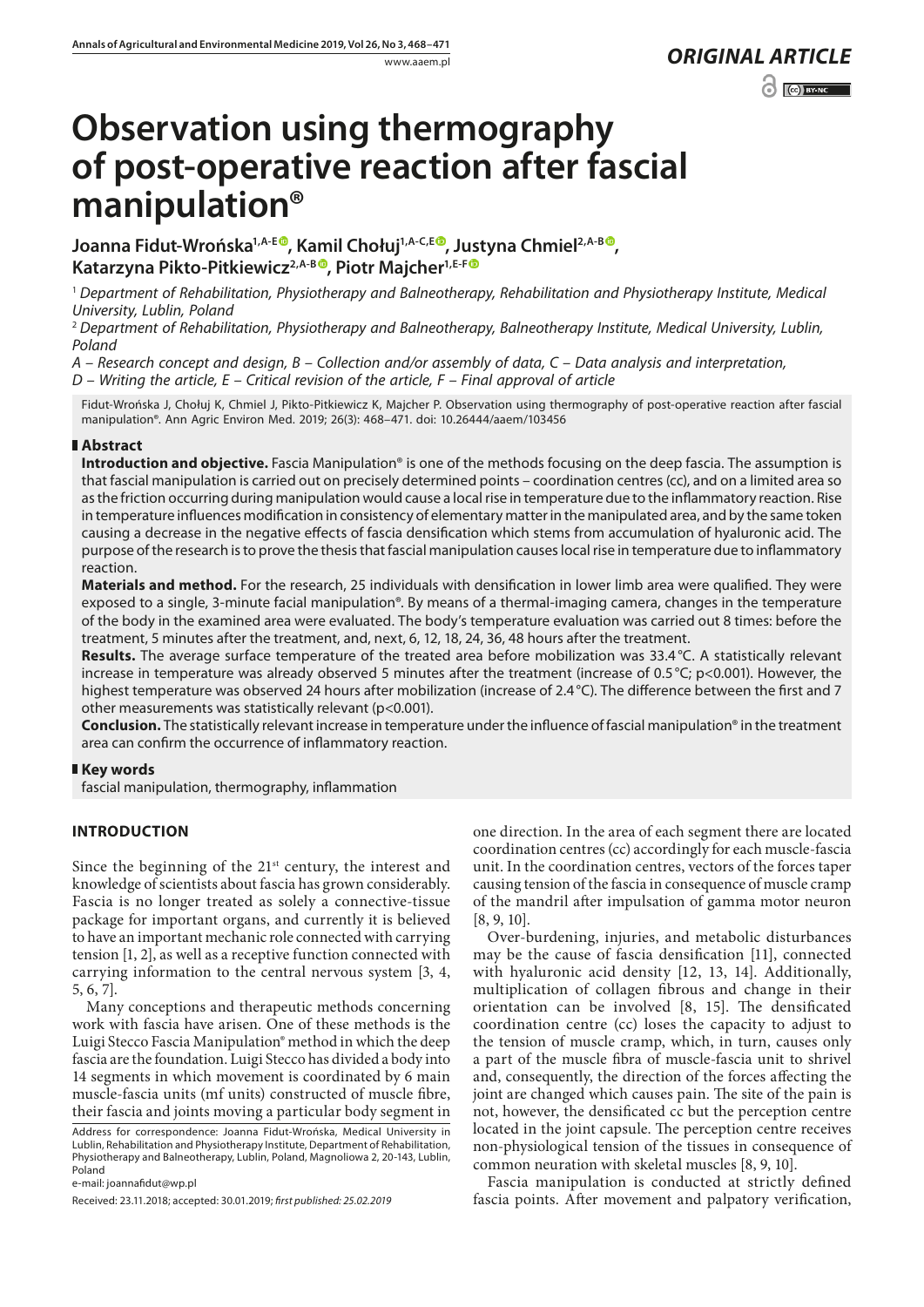*ORIGINAL ARTICLE*

# Observation using thermography of post-operative reaction after fascial manipulation®

**Joanna Fidut-Wrońska[1,A-E], Kamil Chołuj[1,A-C,E], Justyna Chmiel[2,A-B], Katarzyna Pikto-Pitkiewicz[2,A-B], Piotr Majcher[1,E-F]**

[1] *Department of Rehabilitation, Physiotherapy and Balneotherapy, Rehabilitation and Physiotherapy Institute, Medical University, Lublin, Poland*

[2] *Department of Rehabilitation, Physiotherapy and Balneotherapy, Balneotherapy Institute, Medical University, Lublin, Poland*

*A – Research concept and design, B – Collection and/or assembly of data, C – Data analysis and interpretation, D – Writing the article, E – Critical revision of the article, F – Final approval of article*

Fidut-Wrońska J, Chołuj K, Chmiel J, Pikto-Pitkiewicz K, Majcher P. Observation using thermography of post-operative reaction after fascial manipulation®. Ann Agric Environ Med. 2019; 26(3): 468–471. doi: 10.26444/aaem/103456

## Abstract

**Introduction and objective.** Fascia Manipulation® is one of the methods focusing on the deep fascia. The assumption is that fascial manipulation is carried out on precisely determined points – coordination centres (cc), and on a limited area so as the friction occurring during manipulation would cause a local rise in temperature due to the inflammatory reaction. Rise in temperature influences modification in consistency of elementary matter in the manipulated area, and by the same token causing a decrease in the negative effects of fascia densification which stems from accumulation of hyaluronic acid. The purpose of the research is to prove the thesis that fascial manipulation causes local rise in temperature due to inflammatory reaction.

**Materials and method.** For the research, 25 individuals with densification in lower limb area were qualified. They were exposed to a single, 3-minute facial manipulation®. By means of a thermal-imaging camera, changes in the temperature of the body in the examined area were evaluated. The body's temperature evaluation was carried out 8 times: before the treatment, 5 minutes after the treatment, and, next, 6, 12, 18, 24, 36, 48 hours after the treatment.

**Results.** The average surface temperature of the treated area before mobilization was 33.4 °C. A statistically relevant increase in temperature was already observed 5 minutes after the treatment (increase of 0.5 °C; $p<0.001$). However, the highest temperature was observed 24 hours after mobilization (increase of 2.4 °C). The difference between the first and 7 other measurements was statistically relevant ($p<0.001$).

**Conclusion.** The statistically relevant increase in temperature under the influence of fascial manipulation® in the treatment area can confirm the occurrence of inflammatory reaction.

## Key words

fascial manipulation, thermography, inflammation

## INTRODUCTION

Since the beginning of the 21st century, the interest and knowledge of scientists about fascia has grown considerably. Fascia is no longer treated as solely a connective-tissue package for important organs, and currently it is believed to have an important mechanic role connected with carrying tension [1, 2], as well as a receptive function connected with carrying information to the central nervous system [3, 4, 5, 6, 7].

Many conceptions and therapeutic methods concerning work with fascia have arisen. One of these methods is the Luigi Stecco Fascia Manipulation® method in which the deep fascia are the foundation. Luigi Stecco has divided a body into 14 segments in which movement is coordinated by 6 main muscle-fascia units (mf units) constructed of muscle fibre, their fascia and joints moving a particular body segment in one direction. In the area of each segment there are located coordination centres (cc) accordingly for each muscle-fascia unit. In the coordination centres, vectors of the forces taper causing tension of the fascia in consequence of muscle cramp of the mandril after impulsation of gamma motor neuron [8, 9, 10].

Over-burdening, injuries, and metabolic disturbances may be the cause of fascia densification [11], connected with hyaluronic acid density [12, 13, 14]. Additionally, multiplication of collagen fibrous and change in their orientation can be involved [8, 15]. The densificated coordination centre (cc) loses the capacity to adjust to the tension of muscle cramp, which, in turn, causes only a part of the muscle fibra of muscle-fascia unit to shrivel and, consequently, the direction of the forces affecting the joint are changed which causes pain. The site of the pain is not, however, the densificated cc but the perception centre located in the joint capsule. The perception centre receives non-physiological tension of the tissues in consequence of common neuration with skeletal muscles [8, 9, 10].

Fascia manipulation is conducted at strictly defined fascia points. After movement and palpatory verification,

Address for correspondence: Joanna Fidut-Wrońska, Medical University in Lublin, Rehabilitation and Physiotherapy Institute, Department of Rehabilitation, Physiotherapy and Balneotherapy, Lublin, Poland, Magnoliowa 2, 20-143, Lublin, Poland
e-mail: joannafidut@wp.pl

Received: 23.11.2018; accepted: 30.01.2019; *first published: 25.02.2019*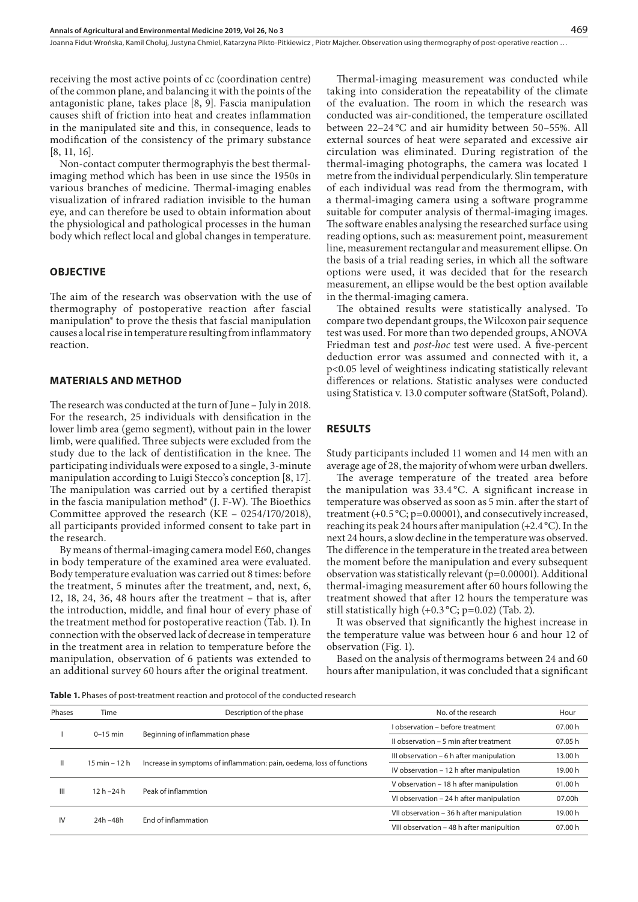receiving the most active points of cc (coordination centre) of the common plane, and balancing it with the points of the antagonistic plane, takes place [8, 11, 16]. Fascia manipulation causes shift of friction into heat and creates inflammation in the manipulated site and this, in consequence, leads to modification of the consistency of the primary substance [8, 11, 16].

Non-contact computer thermographyis the best thermal-imaging method which has been in use since the 1950s in various branches of medicine. Thermal-imaging enables visualization of infrared radiation invisible to the human eye, and can therefore be used to obtain information about the physiological and pathological processes in the human body which reflect local and global changes in temperature.

## OBJECTIVE

The aim of the research was observation with the use of thermography of postoperative reaction after fascial manipulation® to prove the thesis that fascial manipulation causes a local rise in temperature resulting from inflammatory reaction.

## MATERIALS AND METHOD

The research was conducted at the turn of June – July in 2018. For the research, 25 individuals with densification in the lower limb area (gemo segment), without pain in the lower limb, were qualified. Three subjects were excluded from the study due to the lack of dentistification in the knee. The participating individuals were exposed to a single, 3-minute manipulation according to Luigi Stecco's conception [8, 17]. The manipulation was carried out by a certified therapist in the fascia manipulation method® (J. F-W). The Bioethics Committee approved the research (KE – 0254/170/2018), all participants provided informed consent to take part in the research.

By means of thermal-imaging camera model E60, changes in body temperature of the examined area were evaluated. Body temperature evaluation was carried out 8 times: before the treatment, 5 minutes after the treatment, and, next, 6, 12, 18, 24, 36, 48 hours after the treatment – that is, after the introduction, middle, and final hour of every phase of the treatment method for postoperative reaction (Tab. 1). In connection with the observed lack of decrease in temperature in the treatment area in relation to temperature before the manipulation, observation of 6 patients was extended to an additional survey 60 hours after the original treatment.

Thermal-imaging measurement was conducted while taking into consideration the repeatability of the climate of the evaluation. The room in which the research was conducted was air-conditioned, the temperature oscillated between 22–24 °C and air humidity between 50–55%. All external sources of heat were separated and excessive air circulation was eliminated. During registration of the thermal-imaging photographs, the camera was located 1 metre from the individual perpendicularly. Slin temperature of each individual was read from the thermogram, with a thermal-imaging camera using a software programme suitable for computer analysis of thermal-imaging images. The software enables analysing the researched surface using reading options, such as: measurement point, measurement line, measurement rectangular and measurement ellipse. On the basis of a trial reading series, in which all the software options were used, it was decided that for the research measurement, an ellipse would be the best option available in the thermal-imaging camera.

The obtained results were statistically analysed. To compare two dependant groups, the Wilcoxon pair sequence test was used. For more than two depended groups, ANOVA Friedman test and *post-hoc* test were used. A five-percent deduction error was assumed and connected with it, a $p<0.05$ level of weightiness indicating statistically relevant differences or relations. Statistic analyses were conducted using Statistica v. 13.0 computer software (StatSoft, Poland).

## RESULTS

Study participants included 11 women and 14 men with an average age of 28, the majority of whom were urban dwellers.

The average temperature of the treated area before the manipulation was 33.4 °C. A significant increase in temperature was observed as soon as 5 min. after the start of treatment (+0.5 °C; $p=0.00001$), and consecutively increased, reaching its peak 24 hours after manipulation (+2.4 °C). In the next 24 hours, a slow decline in the temperature was observed. The difference in the temperature in the treated area between the moment before the manipulation and every subsequent observation was statistically relevant ($p=0.00001$). Additional thermal-imaging measurement after 60 hours following the treatment showed that after 12 hours the temperature was still statistically high (+0.3 °C; $p=0.02$) (Tab. 2).

It was observed that significantly the highest increase in the temperature value was between hour 6 and hour 12 of observation (Fig. 1).

Based on the analysis of thermograms between 24 and 60 hours after manipulation, it was concluded that a significant

**Table 1.** Phases of post-treatment reaction and protocol of the conducted research

| Phases | Time | Description of the phase | No. of the research | Hour |
|---|---|---|---|---|
| I | 0–15 min | Beginning of inflammation phase | I observation – before treatment | 07.00 h |
| | | | II observation – 5 min after treatment | 07.05 h |
| II | 15 min – 12 h | Increase in symptoms of inflammation: pain, oedema, loss of functions | III observation – 6 h after manipulation | 13.00 h |
| | | | IV observation – 12 h after manipulation | 19.00 h |
| III | 12 h –24 h | Peak of inflammtion | V observation – 18 h after manipulation | 01.00 h |
| | | | VI observation – 24 h after manipulation | 07.00h |
| IV | 24h –48h | End of inflammation | VII observation – 36 h after manipulation | 19.00 h |
| | | | VIII observation – 48 h after manipultion | 07.00 h |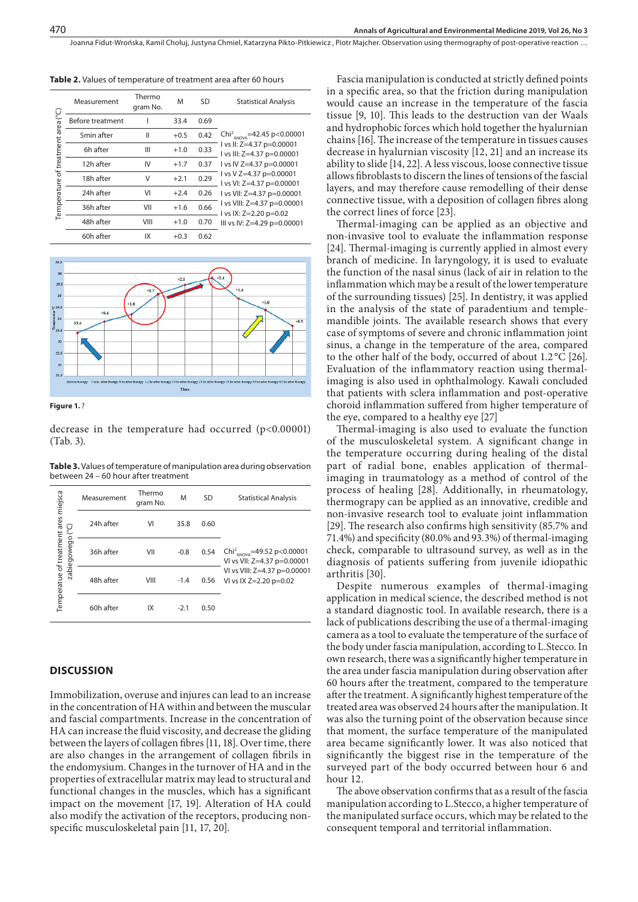**Table 2.** Values of temperature of treatment area after 60 hours

| | Measurement | Thermo gram No. | M | SD | Statistical Analysis |
|---|---|---|---|---|---|
| Temperature of treatment area (°C) | Before treatment | I | 33.4 | 0.69 | $Chi^2_{ANOVA}$=42.45 p<0.00001<br>I vs II: Z=4.37 p=0.00001<br>I vs III: Z=4.37 p=0.00001<br>I vs IV Z=4.37 p=0.00001<br>I vs V Z=4.37 p=0.00001<br>I vs VI: Z=4.37 p=0.00001<br>I vs VII: Z=4.37 p=0.00001<br>I vs VIII: Z=4.37 p=0.00001<br>I vs IX: Z=2.20 p=0.02<br>III vs IV: Z=4.29 p=0.00001 |
| | 5min after | II | +0.5 | 0.42 | |
| | 6h after | III | +1.0 | 0.33 | |
| | 12h after | IV | +1.7 | 0.37 | |
| | 18h after | V | +2.1 | 0.29 | |
| | 24h after | VI | +2.4 | 0.26 | |
| | 36h after | VII | +1.6 | 0.66 | |
| | 48h after | VIII | +1.0 | 0.70 | |
| | 60h after | IX | +0.3 | 0.62 | |

**Figure 1.** ?

decrease in the temperature had occurred (p<0.00001) (Tab. 3).

**Table 3.** Values of temperature of manipulation area during observation between 24 – 60 hour after treatment

| | Measurement | Thermo gram No. | M | SD | Statistical Analysis |
|---|---|---|---|---|---|
| Temperature of treatment ares miejsca zabiegowego (°C) | 24h after | VI | 35.8 | 0.60 | $Chi^2_{ANOVA}$=49.52 p<0.00001<br>VI vs VII: Z=4.37 p=0.00001<br>VI vs VIII: Z=4.37 p=0.00001<br>VI vs IX Z=2.20 p=0.02 |
| | 36h after | VII | -0.8 | 0.54 | |
| | 48h after | VIII | -1.4 | 0.56 | |
| | 60h after | IX | -2.1 | 0.50 | |

## DISCUSSION

Immobilization, overuse and injures can lead to an increase in the concentration of HA within and between the muscular and fascial compartments. Increase in the concentration of HA can increase the fluid viscosity, and decrease the gliding between the layers of collagen fibres [11, 18]. Over time, there are also changes in the arrangement of collagen fibrils in the endomysium. Changes in the turnover of HA and in the properties of extracellular matrix may lead to structural and functional changes in the muscles, which has a significant impact on the movement [17, 19]. Alteration of HA could also modify the activation of the receptors, producing non-specific musculoskeletal pain [11, 17, 20].

Fascia manipulation is conducted at strictly defined points in a specific area, so that the friction during manipulation would cause an increase in the temperature of the fascia tissue [9, 10]. This leads to the destruction van der Waals and hydrophobic forces which hold together the hyalurnian chains [16]. The increase of the temperature in tissues causes decrease in hyalurnian viscosity [12, 21] and an increase its ability to slide [14, 22]. A less viscous, loose connective tissue allows fibroblasts to discern the lines of tensions of the fascial layers, and may therefore cause remodelling of their dense connective tissue, with a deposition of collagen fibres along the correct lines of force [23].

Thermal-imaging can be applied as an objective and non-invasive tool to evaluate the inflammation response [24]. Thermal-imaging is currently applied in almost every branch of medicine. In laryngology, it is used to evaluate the function of the nasal sinus (lack of air in relation to the inflammation which may be a result of the lower temperature of the surrounding tissues) [25]. In dentistry, it was applied in the analysis of the state of paradentium and temple-mandible joints. The available research shows that every case of symptoms of severe and chronic inflammation joint sinus, a change in the temperature of the area, compared to the other half of the body, occurred of about 1.2 °C [26]. Evaluation of the inflammatory reaction using thermal-imaging is also used in ophthalmology. Kawali concluded that patients with sclera inflammation and post-operative choroid inflammation suffered from higher temperature of the eye, compared to a healthy eye [27]

Thermal-imaging is also used to evaluate the function of the musculoskeletal system. A significant change in the temperature occurring during healing of the distal part of radial bone, enables application of thermal-imaging in traumatology as a method of control of the process of healing [28]. Additionally, in rheumatology, thermograpy can be applied as an innovative, credible and non-invasive research tool to evaluate joint inflammation [29]. The research also confirms high sensitivity (85.7% and 71.4%) and specificity (80.0% and 93.3%) of thermal-imaging check, comparable to ultrasound survey, as well as in the diagnosis of patients suffering from juvenile idiopathic arthritis [30].

Despite numerous examples of thermal-imaging application in medical science, the described method is not a standard diagnostic tool. In available research, there is a lack of publications describing the use of a thermal-imaging camera as a tool to evaluate the temperature of the surface of the body under fascia manipulation, according to L.Stecco. In own research, there was a significantly higher temperature in the area under fascia manipulation during observation after 60 hours after the treatment, compared to the temperature after the treatment. A significantly highest temperature of the treated area was observed 24 hours after the manipulation. It was also the turning point of the observation because since that moment, the surfacte temperature of the manipulated area became significantly lower. It was also noticed that significantly the biggest rise in the temperature of the surveyed part of the body occurred between hour 6 and hour 12.

The above observation confirms that as a result of the fascia manipulation according to L.Stecco, a higher temperature of the manipulated surface occurs, which may be related to the consequent temporal and territorial inflammation.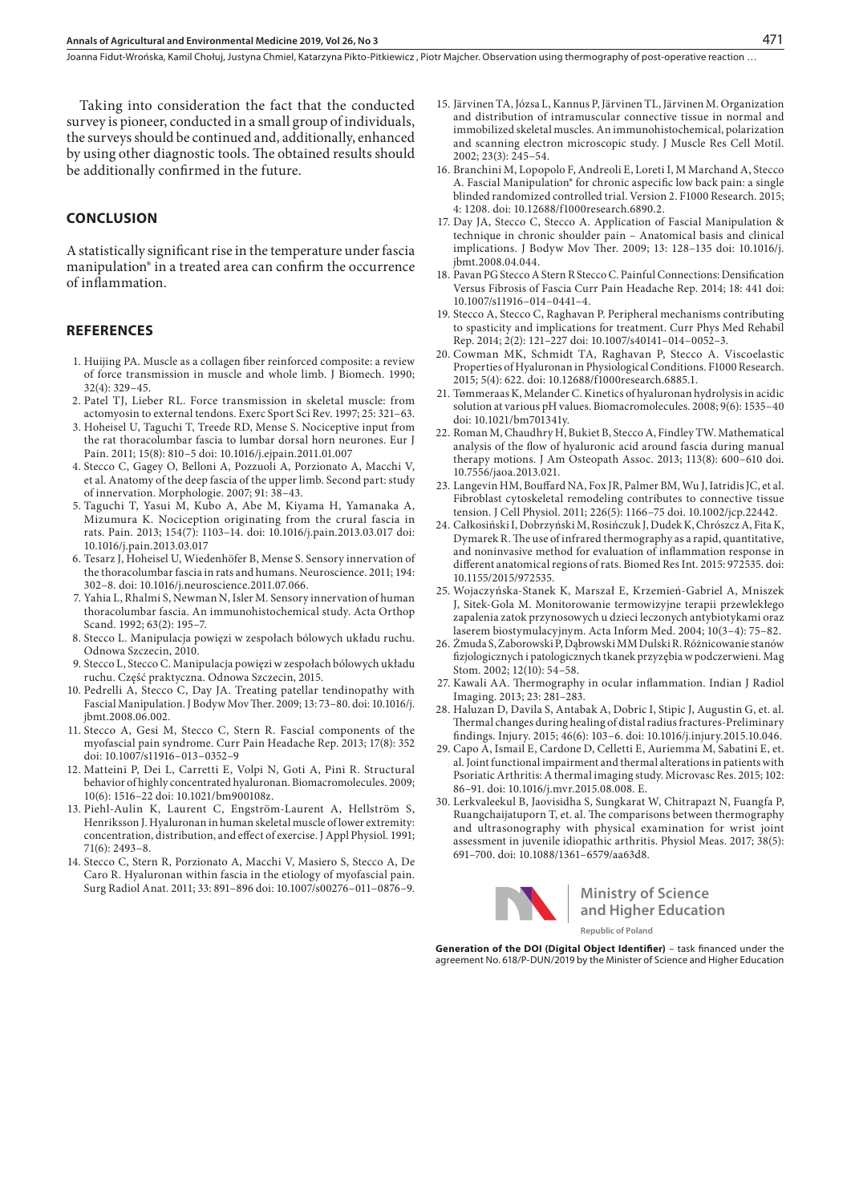Taking into consideration the fact that the conducted survey is pioneer, conducted in a small group of individuals, the surveys should be continued and, additionally, enhanced by using other diagnostic tools. The obtained results should be additionally confirmed in the future.

## CONCLUSION

A statistically significant rise in the temperature under fascia manipulation® in a treated area can confirm the occurrence of inflammation.

## REFERENCES

1. Huijing PA. Muscle as a collagen fiber reinforced composite: a review of force transmission in muscle and whole limb. J Biomech. 1990; 32(4): 329–45.
2. Patel TJ, Lieber RL. Force transmission in skeletal muscle: from actomyosin to external tendons. Exerc Sport Sci Rev. 1997; 25: 321–63.
3. Hoheisel U, Taguchi T, Treede RD, Mense S. Nociceptive input from the rat thoracolumbar fascia to lumbar dorsal horn neurones. Eur J Pain. 2011; 15(8): 810–5 doi: 10.1016/j.ejpain.2011.01.007
4. Stecco C, Gagey O, Belloni A, Pozzuoli A, Porzionato A, Macchi V, et al. Anatomy of the deep fascia of the upper limb. Second part: study of innervation. Morphologie. 2007; 91: 38–43.
5. Taguchi T, Yasui M, Kubo A, Abe M, Kiyama H, Yamanaka A, Mizumura K. Nociception originating from the crural fascia in rats. Pain. 2013; 154(7): 1103–14. doi: 10.1016/j.pain.2013.03.017 doi: 10.1016/j.pain.2013.03.017
6. Tesarz J, Hoheisel U, Wiedenhöfer B, Mense S. Sensory innervation of the thoracolumbar fascia in rats and humans. Neuroscience. 2011; 194: 302–8. doi: 10.1016/j.neuroscience.2011.07.066.
7. Yahia L, Rhalmi S, Newman N, Isler M. Sensory innervation of human thoracolumbar fascia. An immunohistochemical study. Acta Orthop Scand. 1992; 63(2): 195–7.
8. Stecco L. Manipulacja powięzi w zespołach bólowych układu ruchu. Odnowa Szczecin, 2010.
9. Stecco L, Stecco C. Manipulacja powięzi w zespołach bólowych układu ruchu. Część praktyczna. Odnowa Szczecin, 2015.
10. Pedrelli A, Stecco C, Day JA. Treating patellar tendinopathy with Fascial Manipulation. J Bodyw Mov Ther. 2009; 13: 73–80. doi: 10.1016/j.jbmt.2008.06.002.
11. Stecco A, Gesi M, Stecco C, Stern R. Fascial components of the myofascial pain syndrome. Curr Pain Headache Rep. 2013; 17(8): 352 doi: 10.1007/s11916–013–0352–9
12. Matteini P, Dei L, Carretti E, Volpi N, Goti A, Pini R. Structural behavior of highly concentrated hyaluronan. Biomacromolecules. 2009; 10(6): 1516–22 doi: 10.1021/bm900108z.
13. Piehl-Aulin K, Laurent C, Engström-Laurent A, Hellström S, Henriksson J. Hyaluronan in human skeletal muscle of lower extremity: concentration, distribution, and effect of exercise. J Appl Physiol. 1991; 71(6): 2493–8.
14. Stecco C, Stern R, Porzionato A, Macchi V, Masiero S, Stecco A, De Caro R. Hyaluronan within fascia in the etiology of myofascial pain. Surg Radiol Anat. 2011; 33: 891–896 doi: 10.1007/s00276–011–0876–9.
15. Järvinen TA, Józsa L, Kannus P, Järvinen TL, Järvinen M. Organization and distribution of intramuscular connective tissue in normal and immobilized skeletal muscles. An immunohistochemical, polarization and scanning electron microscopic study. J Muscle Res Cell Motil. 2002; 23(3): 245–54.
16. Branchini M, Lopopolo F, Andreoli E, Loreti I, M Marchand A, Stecco A. Fascial Manipulation® for chronic aspecific low back pain: a single blinded randomized controlled trial. Version 2. F1000 Research. 2015; 4: 1208. doi: 10.12688/f1000research.6890.2.
17. Day JA, Stecco C, Stecco A. Application of Fascial Manipulation & technique in chronic shoulder pain – Anatomical basis and clinical implications. J Bodyw Mov Ther. 2009; 13: 128–135 doi: 10.1016/j.jbmt.2008.04.044.
18. Pavan PG Stecco A Stern R Stecco C. Painful Connections: Densification Versus Fibrosis of Fascia Curr Pain Headache Rep. 2014; 18: 441 doi: 10.1007/s11916–014–0441–4.
19. Stecco A, Stecco C, Raghavan P. Peripheral mechanisms contributing to spasticity and implications for treatment. Curr Phys Med Rehabil Rep. 2014; 2(2): 121–227 doi: 10.1007/s40141–014–0052–3.
20. Cowman MK, Schmidt TA, Raghavan P, Stecco A. Viscoelastic Properties of Hyaluronan in Physiological Conditions. F1000 Research. 2015; 5(4): 622. doi: 10.12688/f1000research.6885.1.
21. Tømmeraas K, Melander C. Kinetics of hyaluronan hydrolysis in acidic solution at various pH values. Biomacromolecules. 2008; 9(6): 1535–40 doi: 10.1021/bm701341y.
22. Roman M, Chaudhry H, Bukiet B, Stecco A, Findley TW. Mathematical analysis of the flow of hyaluronic acid around fascia during manual therapy motions. J Am Osteopath Assoc. 2013; 113(8): 600–610 doi. 10.7556/jaoa.2013.021.
23. Langevin HM, Bouffard NA, Fox JR, Palmer BM, Wu J, Iatridis JC, et al. Fibroblast cytoskeletal remodeling contributes to connective tissue tension. J Cell Physiol. 2011; 226(5): 1166–75 doi. 10.1002/jcp.22442.
24. Całkosiński I, Dobrzyński M, Rosińczuk J, Dudek K, Chrószcz A, Fita K, Dymarek R. The use of infrared thermography as a rapid, quantitative, and noninvasive method for evaluation of inflammation response in different anatomical regions of rats. Biomed Res Int. 2015: 972535. doi: 10.1155/2015/972535.
25. Wojaczyńska-Stanek K, Marszał E, Krzemień-Gabriel A, Mniszek J, Sitek-Gola M. Monitorowanie termowizyjne terapii przewlekłego zapalenia zatok przynosowych u dzieci leczonych antybiotykami oraz laserem biostymulacyjnym. Acta Inform Med. 2004; 10(3–4): 75–82.
26. Żmuda S, Zaborowski P, Dąbrowski MM Dulski R. Różnicowanie stanów fizjologicznych i patologicznych tkanek przyzębia w podczerwieni. Mag Stom. 2002; 12(10): 54–58.
27. Kawali AA. Thermography in ocular inflammation. Indian J Radiol Imaging. 2013; 23: 281–283.
28. Haluzan D, Davila S, Antabak A, Dobric I, Stipic J, Augustin G, et. al. Thermal changes during healing of distal radius fractures-Preliminary findings. Injury. 2015; 46(6): 103–6. doi: 10.1016/j.injury.2015.10.046.
29. Capo A, Ismail E, Cardone D, Celletti E, Auriemma M, Sabatini E, et. al. Joint functional impairment and thermal alterations in patients with Psoriatic Arthritis: A thermal imaging study. Microvasc Res. 2015; 102: 86–91. doi: 10.1016/j.mvr.2015.08.008. E.
30. Lerkvaleekul B, Jaovisidha S, Sungkarat W, Chitrapazt N, Fuangfa P, Ruangchaijatuporn T, et. al. The comparisons between thermography and ultrasonography with physical examination for wrist joint assessment in juvenile idiopathic arthritis. Physiol Meas. 2017; 38(5): 691–700. doi: 10.1088/1361–6579/aa63d8.

Ministry of Science and Higher Education

Republic of Poland

**Generation of the DOI (Digital Object Identifier)** – task financed under the agreement No. 618/P-DUN/2019 by the Minister of Science and Higher Education